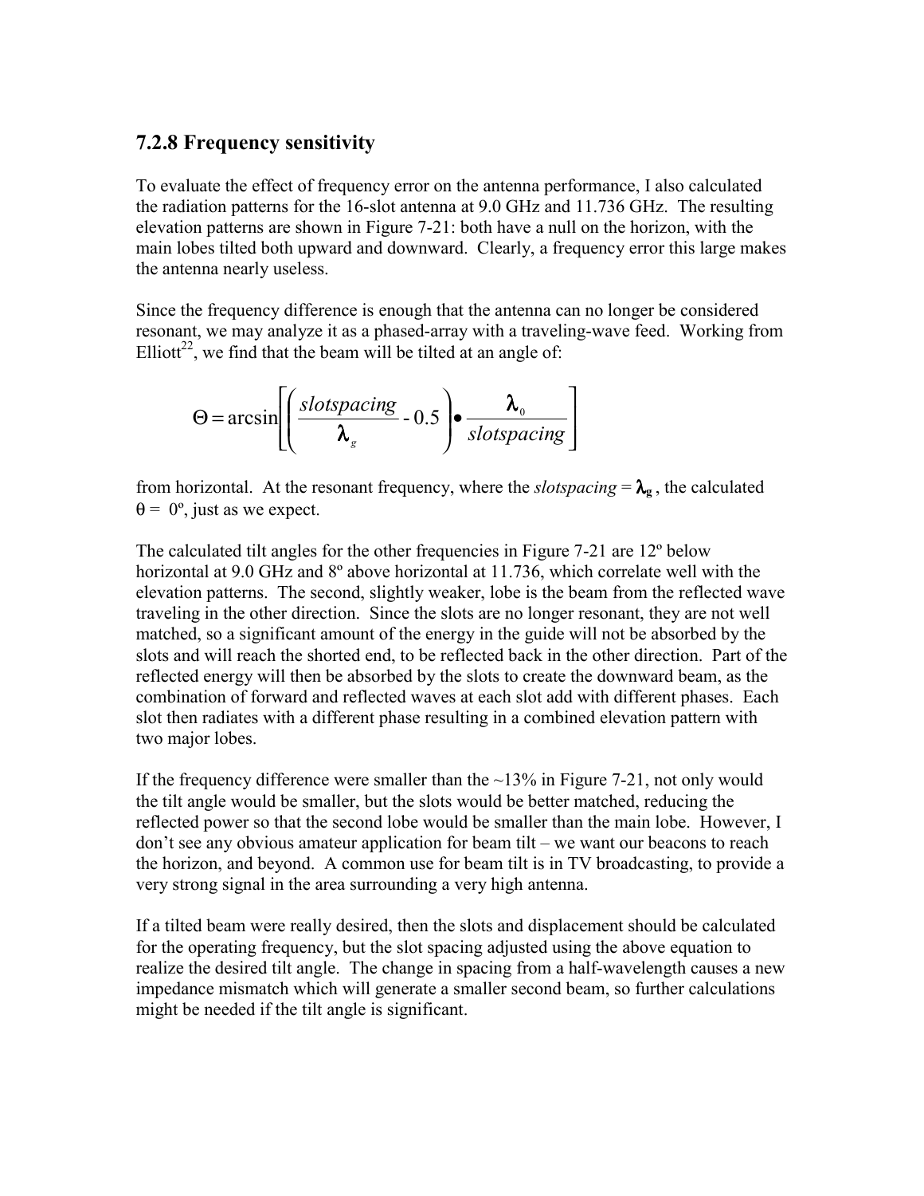### 7.2.8 Frequency sensitivity

To evaluate the effect of frequency error on the antenna performance, I also calculated the radiation patterns for the 16-slot antenna at 9.0 GHz and 11.736 GHz. The resulting elevation patterns are shown in Figure 7-21: both have a null on the horizon, with the main lobes tilted both upward and downward. Clearly, a frequency error this large makes the antenna nearly useless.

Since the frequency difference is enough that the antenna can no longer be considered resonant, we may analyze it as a phased-array with a traveling-wave feed. Working from Elliott[22], we find that the beam will be tilted at an angle of:

$$\Theta = \arcsin\left[\left(\frac{slotspacing}{\lambda_g} - 0.5\right) \bullet \frac{\lambda_0}{slotspacing}\right]$$

from horizontal. At the resonant frequency, where the *slotspacing* = $\lambda_g$, the calculated $\theta = 0°$, just as we expect.

The calculated tilt angles for the other frequencies in Figure 7-21 are 12º below horizontal at 9.0 GHz and 8º above horizontal at 11.736, which correlate well with the elevation patterns. The second, slightly weaker, lobe is the beam from the reflected wave traveling in the other direction. Since the slots are no longer resonant, they are not well matched, so a significant amount of the energy in the guide will not be absorbed by the slots and will reach the shorted end, to be reflected back in the other direction. Part of the reflected energy will then be absorbed by the slots to create the downward beam, as the combination of forward and reflected waves at each slot add with different phases. Each slot then radiates with a different phase resulting in a combined elevation pattern with two major lobes.

If the frequency difference were smaller than the ~13% in Figure 7-21, not only would the tilt angle would be smaller, but the slots would be better matched, reducing the reflected power so that the second lobe would be smaller than the main lobe. However, I don't see any obvious amateur application for beam tilt – we want our beacons to reach the horizon, and beyond. A common use for beam tilt is in TV broadcasting, to provide a very strong signal in the area surrounding a very high antenna.

If a tilted beam were really desired, then the slots and displacement should be calculated for the operating frequency, but the slot spacing adjusted using the above equation to realize the desired tilt angle. The change in spacing from a half-wavelength causes a new impedance mismatch which will generate a smaller second beam, so further calculations might be needed if the tilt angle is significant.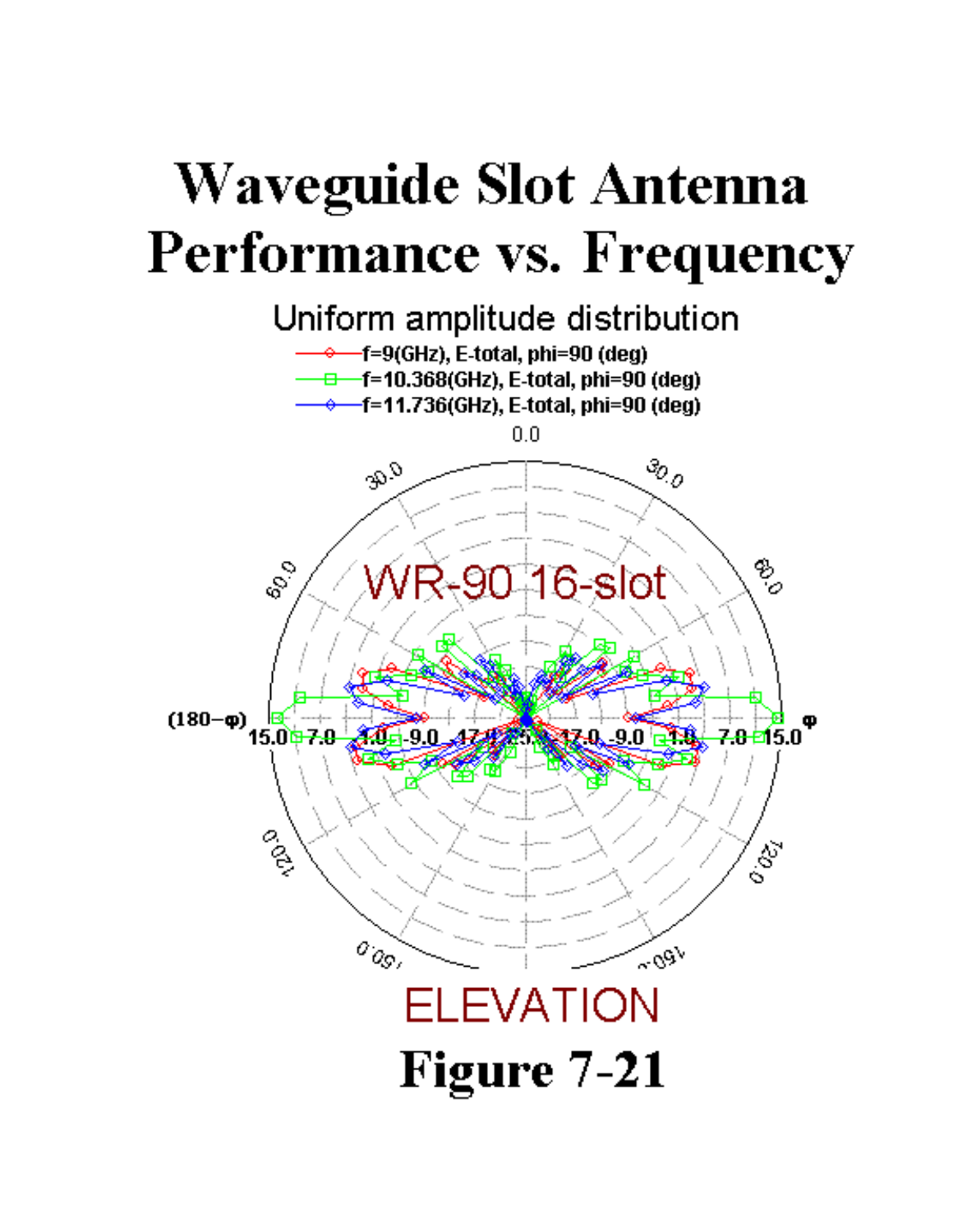# Waveguide Slot Antenna Performance vs. Frequency

Uniform amplitude distribution

f=9(GHz), E-total, phi=90 (deg)

f=10.368(GHz), E-total, phi=90 (deg)

f=11.736(GHz), E-total, phi=90 (deg)

0.0

30.0

30.0

60.0

60.0

WR-90 16-slot

(180−φ)

φ

15.0 7.0 -1.0 -9.0 -17.0 -25.0 -17.0 -9.0 -1.0 7.0 15.0

120.0

120.0

150.0

150.0

ELEVATION

**Figure 7-21**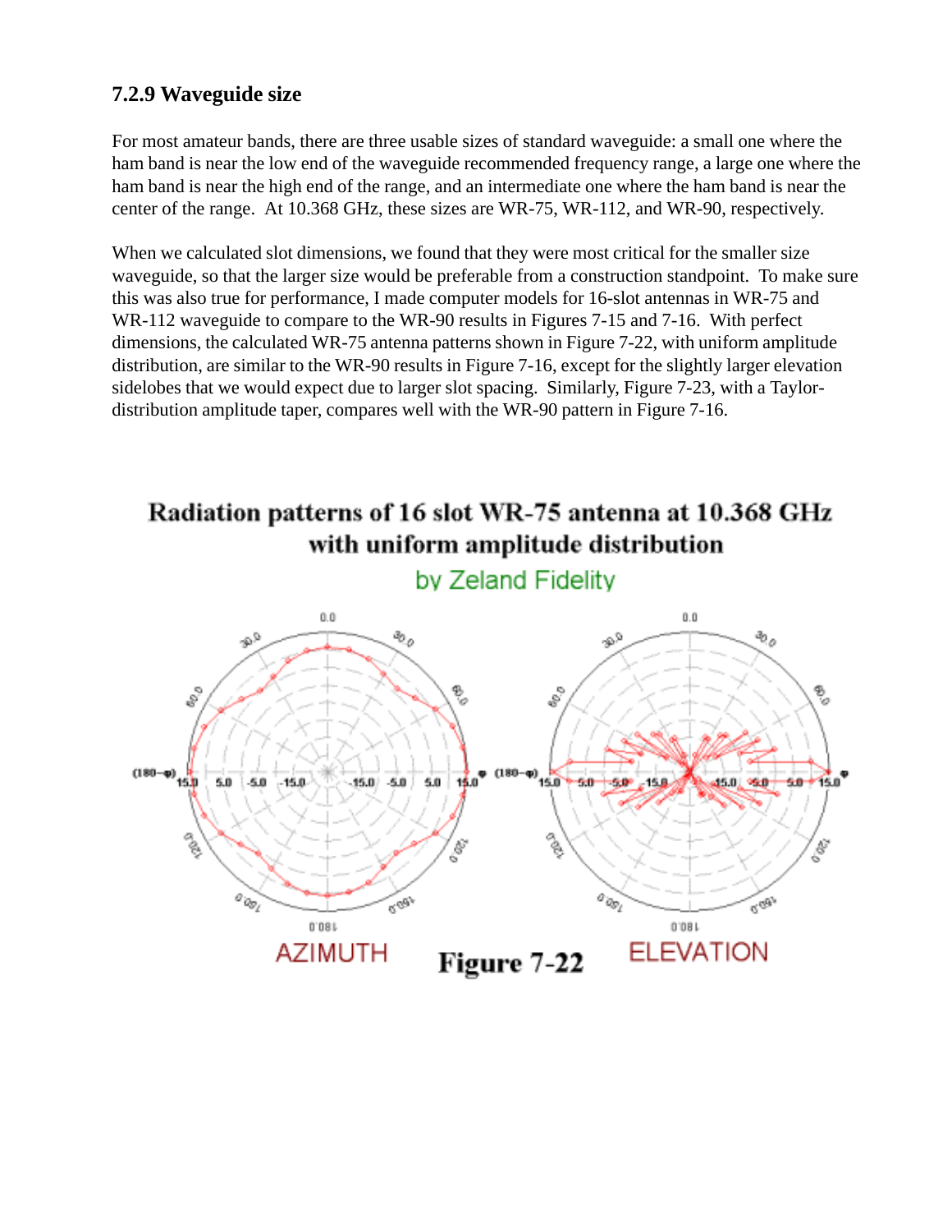### 7.2.9 Waveguide size

For most amateur bands, there are three usable sizes of standard waveguide: a small one where the ham band is near the low end of the waveguide recommended frequency range, a large one where the ham band is near the high end of the range, and an intermediate one where the ham band is near the center of the range. At 10.368 GHz, these sizes are WR-75, WR-112, and WR-90, respectively.

When we calculated slot dimensions, we found that they were most critical for the smaller size waveguide, so that the larger size would be preferable from a construction standpoint. To make sure this was also true for performance, I made computer models for 16-slot antennas in WR-75 and WR-112 waveguide to compare to the WR-90 results in Figures 7-15 and 7-16. With perfect dimensions, the calculated WR-75 antenna patterns shown in Figure 7-22, with uniform amplitude distribution, are similar to the WR-90 results in Figure 7-16, except for the slightly larger elevation sidelobes that we would expect due to larger slot spacing. Similarly, Figure 7-23, with a Taylor-distribution amplitude taper, compares well with the WR-90 pattern in Figure 7-16.

**Radiation patterns of 16 slot WR-75 antenna at 10.368 GHz with uniform amplitude distribution**

by Zeland Fidelity

0.0
30.0
60.0
(180−φ)
φ
15.0
5.0
-5.0
-15.0
120.0
150.0
180.0

AZIMUTH

ELEVATION

**Figure 7-22**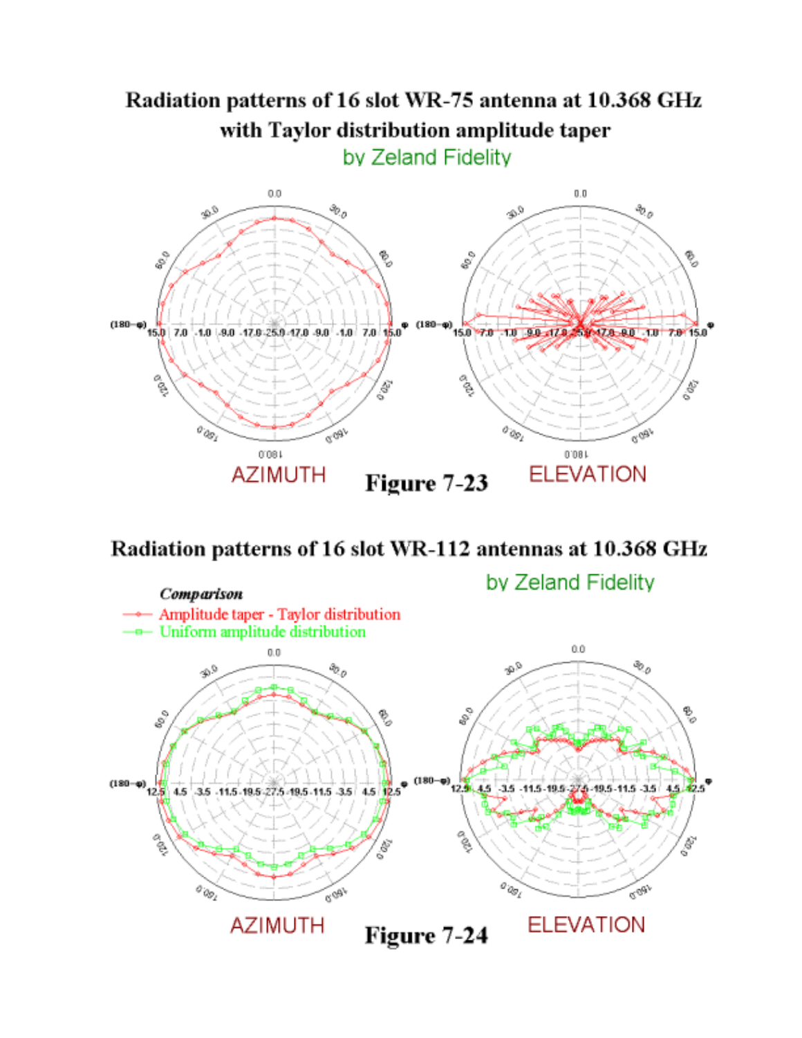**Radiation patterns of 16 slot WR-75 antenna at 10.368 GHz with Taylor distribution amplitude taper**

by Zeland Fidelity

0.0
30.0
30.0
60.0
60.0
(180−φ)
φ
15.0 7.0 -1.0 -9.0 -17.0 -25.0 -17.0 -9.0 -1.0 7.0 15.0
120.0
120.0
150.0
150.0
180.0

AZIMUTH

ELEVATION

**Figure 7-23**

**Radiation patterns of 16 slot WR-112 antennas at 10.368 GHz**

by Zeland Fidelity

***Comparison***

Amplitude taper - Taylor distribution

Uniform amplitude distribution

0.0
30.0
30.0
60.0
60.0
(180−φ)
φ
12.5 4.5 -3.5 -11.5 -19.5 -27.5 -19.5 -11.5 -3.5 4.5 12.5
120.0
120.0
150.0
150.0
180.0

AZIMUTH

ELEVATION

**Figure 7-24**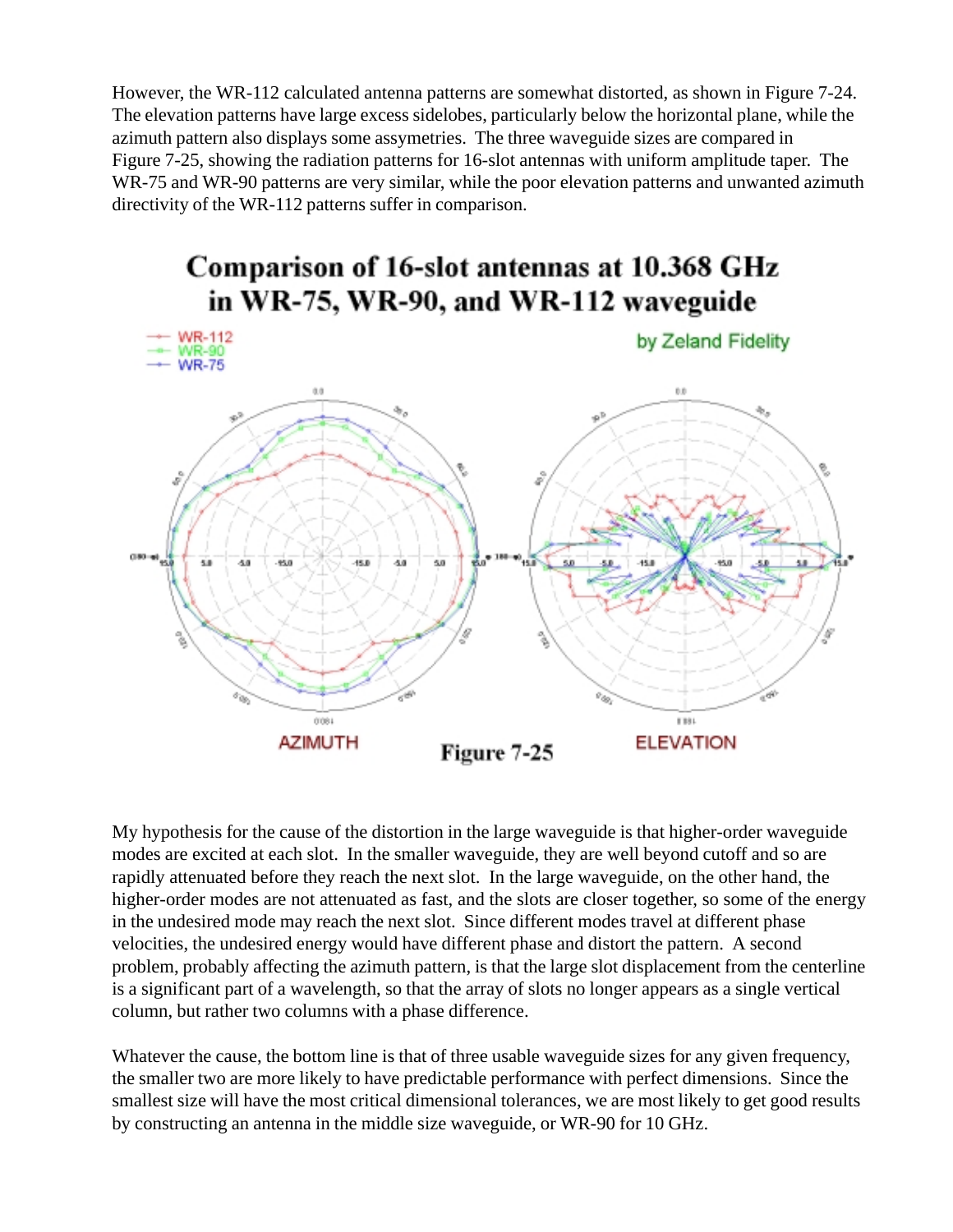However, the WR-112 calculated antenna patterns are somewhat distorted, as shown in Figure 7-24. The elevation patterns have large excess sidelobes, particularly below the horizontal plane, while the azimuth pattern also displays some assymetries. The three waveguide sizes are compared in Figure 7-25, showing the radiation patterns for 16-slot antennas with uniform amplitude taper. The WR-75 and WR-90 patterns are very similar, while the poor elevation patterns and unwanted azimuth directivity of the WR-112 patterns suffer in comparison.

**Comparison of 16-slot antennas at 10.368 GHz in WR-75, WR-90, and WR-112 waveguide**

WR-112
WR-90
WR-75

by Zeland Fidelity

AZIMUTH

ELEVATION

Figure 7-25

My hypothesis for the cause of the distortion in the large waveguide is that higher-order waveguide modes are excited at each slot. In the smaller waveguide, they are well beyond cutoff and so are rapidly attenuated before they reach the next slot. In the large waveguide, on the other hand, the higher-order modes are not attenuated as fast, and the slots are closer together, so some of the energy in the undesired mode may reach the next slot. Since different modes travel at different phase velocities, the undesired energy would have different phase and distort the pattern. A second problem, probably affecting the azimuth pattern, is that the large slot displacement from the centerline is a significant part of a wavelength, so that the array of slots no longer appears as a single vertical column, but rather two columns with a phase difference.

Whatever the cause, the bottom line is that of three usable waveguide sizes for any given frequency, the smaller two are more likely to have predictable performance with perfect dimensions. Since the smallest size will have the most critical dimensional tolerances, we are most likely to get good results by constructing an antenna in the middle size waveguide, or WR-90 for 10 GHz.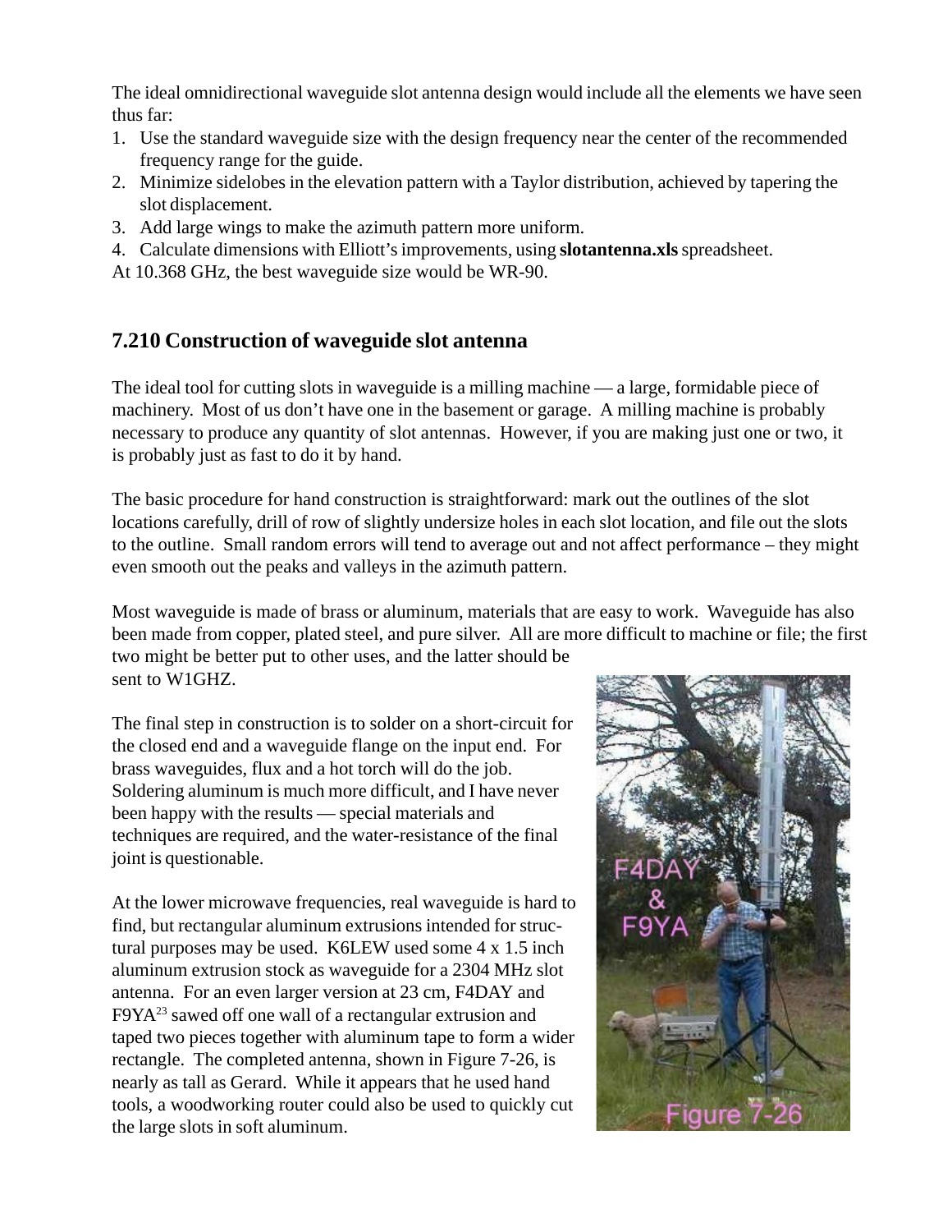The ideal omnidirectional waveguide slot antenna design would include all the elements we have seen thus far:

1. Use the standard waveguide size with the design frequency near the center of the recommended frequency range for the guide.
2. Minimize sidelobes in the elevation pattern with a Taylor distribution, achieved by tapering the slot displacement.
3. Add large wings to make the azimuth pattern more uniform.
4. Calculate dimensions with Elliott's improvements, using **slotantenna.xls** spreadsheet.

At 10.368 GHz, the best waveguide size would be WR-90.

## 7.210 Construction of waveguide slot antenna

The ideal tool for cutting slots in waveguide is a milling machine — a large, formidable piece of machinery. Most of us don't have one in the basement or garage. A milling machine is probably necessary to produce any quantity of slot antennas. However, if you are making just one or two, it is probably just as fast to do it by hand.

The basic procedure for hand construction is straightforward: mark out the outlines of the slot locations carefully, drill of row of slightly undersize holes in each slot location, and file out the slots to the outline. Small random errors will tend to average out and not affect performance – they might even smooth out the peaks and valleys in the azimuth pattern.

Most waveguide is made of brass or aluminum, materials that are easy to work. Waveguide has also been made from copper, plated steel, and pure silver. All are more difficult to machine or file; the first two might be better put to other uses, and the latter should be sent to W1GHZ.

The final step in construction is to solder on a short-circuit for the closed end and a waveguide flange on the input end. For brass waveguides, flux and a hot torch will do the job. Soldering aluminum is much more difficult, and I have never been happy with the results — special materials and techniques are required, and the water-resistance of the final joint is questionable.

At the lower microwave frequencies, real waveguide is hard to find, but rectangular aluminum extrusions intended for structural purposes may be used. K6LEW used some 4 x 1.5 inch aluminum extrusion stock as waveguide for a 2304 MHz slot antenna. For an even larger version at 23 cm, F4DAY and F9YA[23] sawed off one wall of a rectangular extrusion and taped two pieces together with aluminum tape to form a wider rectangle. The completed antenna, shown in Figure 7-26, is nearly as tall as Gerard. While it appears that he used hand tools, a woodworking router could also be used to quickly cut the large slots in soft aluminum.

F4DAY & F9YA

Figure 7-26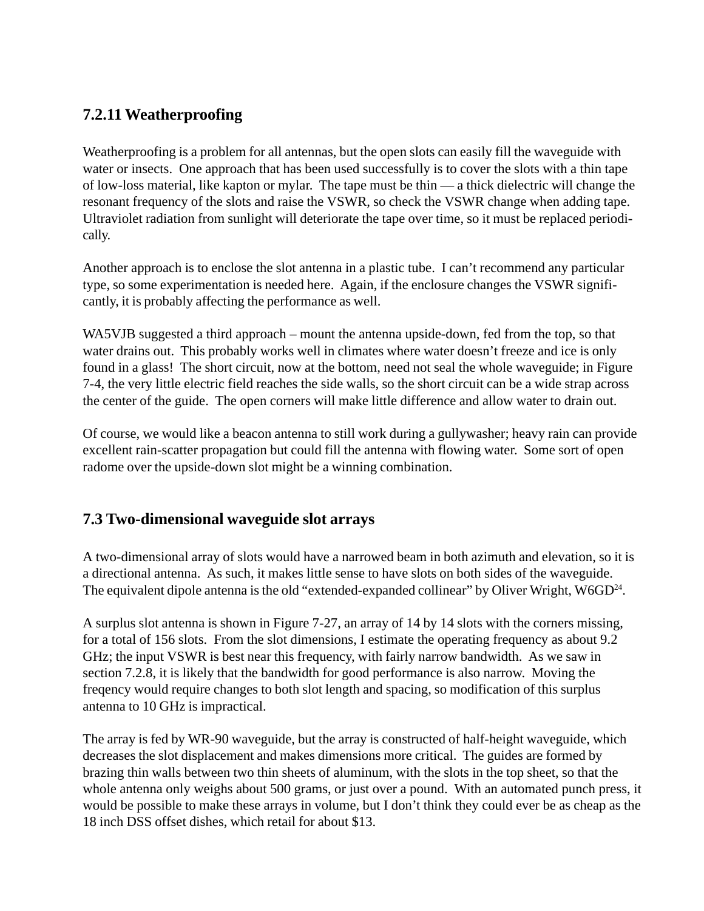### 7.2.11 Weatherproofing

Weatherproofing is a problem for all antennas, but the open slots can easily fill the waveguide with water or insects. One approach that has been used successfully is to cover the slots with a thin tape of low-loss material, like kapton or mylar. The tape must be thin — a thick dielectric will change the resonant frequency of the slots and raise the VSWR, so check the VSWR change when adding tape. Ultraviolet radiation from sunlight will deteriorate the tape over time, so it must be replaced periodically.

Another approach is to enclose the slot antenna in a plastic tube. I can't recommend any particular type, so some experimentation is needed here. Again, if the enclosure changes the VSWR significantly, it is probably affecting the performance as well.

WA5VJB suggested a third approach – mount the antenna upside-down, fed from the top, so that water drains out. This probably works well in climates where water doesn't freeze and ice is only found in a glass! The short circuit, now at the bottom, need not seal the whole waveguide; in Figure 7-4, the very little electric field reaches the side walls, so the short circuit can be a wide strap across the center of the guide. The open corners will make little difference and allow water to drain out.

Of course, we would like a beacon antenna to still work during a gullywasher; heavy rain can provide excellent rain-scatter propagation but could fill the antenna with flowing water. Some sort of open radome over the upside-down slot might be a winning combination.

## 7.3 Two-dimensional waveguide slot arrays

A two-dimensional array of slots would have a narrowed beam in both azimuth and elevation, so it is a directional antenna. As such, it makes little sense to have slots on both sides of the waveguide. The equivalent dipole antenna is the old "extended-expanded collinear" by Oliver Wright, W6GD[24].

A surplus slot antenna is shown in Figure 7-27, an array of 14 by 14 slots with the corners missing, for a total of 156 slots. From the slot dimensions, I estimate the operating frequency as about 9.2 GHz; the input VSWR is best near this frequency, with fairly narrow bandwidth. As we saw in section 7.2.8, it is likely that the bandwidth for good performance is also narrow. Moving the freqency would require changes to both slot length and spacing, so modification of this surplus antenna to 10 GHz is impractical.

The array is fed by WR-90 waveguide, but the array is constructed of half-height waveguide, which decreases the slot displacement and makes dimensions more critical. The guides are formed by brazing thin walls between two thin sheets of aluminum, with the slots in the top sheet, so that the whole antenna only weighs about 500 grams, or just over a pound. With an automated punch press, it would be possible to make these arrays in volume, but I don't think they could ever be as cheap as the 18 inch DSS offset dishes, which retail for about $13.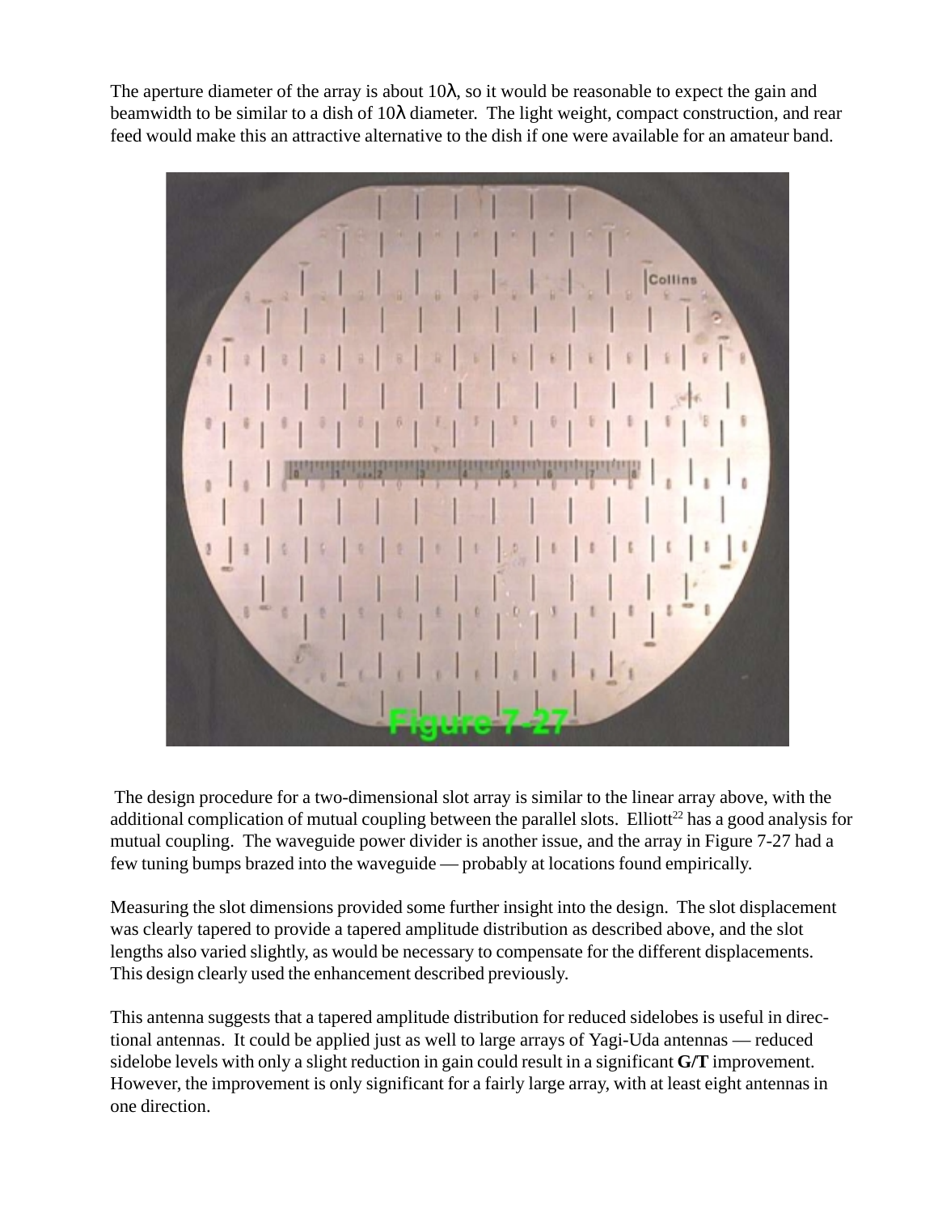The aperture diameter of the array is about 10λ, so it would be reasonable to expect the gain and beamwidth to be similar to a dish of 10λ diameter. The light weight, compact construction, and rear feed would make this an attractive alternative to the dish if one were available for an amateur band.

Figure 7-27

The design procedure for a two-dimensional slot array is similar to the linear array above, with the additional complication of mutual coupling between the parallel slots. Elliott[22] has a good analysis for mutual coupling. The waveguide power divider is another issue, and the array in Figure 7-27 had a few tuning bumps brazed into the waveguide — probably at locations found empirically.

Measuring the slot dimensions provided some further insight into the design. The slot displacement was clearly tapered to provide a tapered amplitude distribution as described above, and the slot lengths also varied slightly, as would be necessary to compensate for the different displacements. This design clearly used the enhancement described previously.

This antenna suggests that a tapered amplitude distribution for reduced sidelobes is useful in directional antennas. It could be applied just as well to large arrays of Yagi-Uda antennas — reduced sidelobe levels with only a slight reduction in gain could result in a significant **G/T** improvement. However, the improvement is only significant for a fairly large array, with at least eight antennas in one direction.